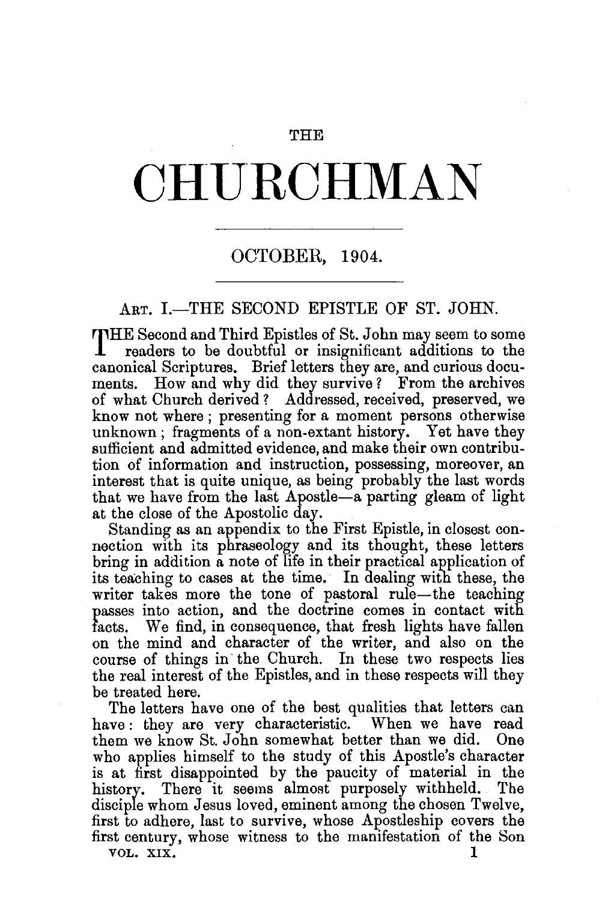# THE CHURCHMAN

## OCTOBER, 1904.

### ART. I.—THE SECOND EPISTLE OF ST. JOHN.

THE Second and Third Epistles of St. John may seem to some readers to be doubtful or insignificant additions to the canonical Scriptures. Brief letters they are, and curious documents. How and why did they survive? From the archives of what Church derived? Addressed, received, preserved, we know not where; presenting for a moment persons otherwise unknown; fragments of a non-extant history. Yet have they sufficient and admitted evidence, and make their own contribution of information and instruction, possessing, moreover, an interest that is quite unique, as being probably the last words that we have from the last Apostle—a parting gleam of light at the close of the Apostolic day.

Standing as an appendix to the First Epistle, in closest connection with its phraseology and its thought, these letters bring in addition a note of life in their practical application of its teaching to cases at the time. In dealing with these, the writer takes more the tone of pastoral rule—the teaching passes into action, and the doctrine comes in contact with facts. We find, in consequence, that fresh lights have fallen on the mind and character of the writer, and also on the course of things in the Church. In these two respects lies the real interest of the Epistles, and in these respects will they be treated here.

The letters have one of the best qualities that letters can have: they are very characteristic. When we have read them we know St. John somewhat better than we did. One who applies himself to the study of this Apostle's character is at first disappointed by the paucity of material in the history. There it seems almost purposely withheld. The disciple whom Jesus loved, eminent among the chosen Twelve, first to adhere, last to survive, whose Apostleship covers the first century, whose witness to the manifestation of the Son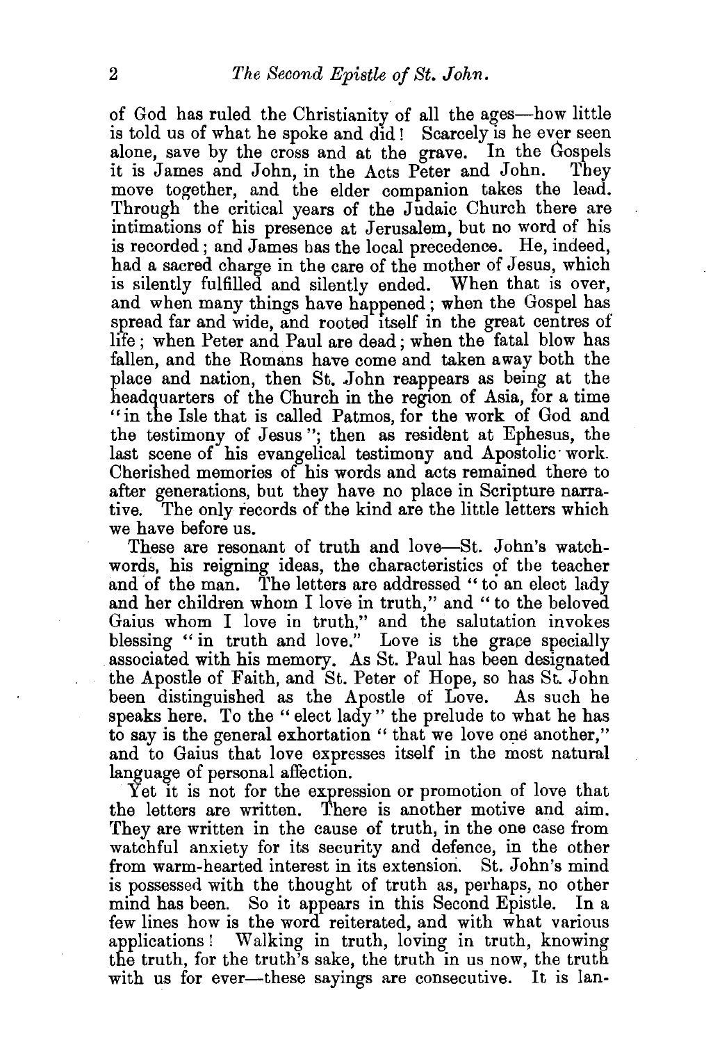of God has ruled the Christianity of all the ages—how little is told us of what he spoke and did! Scarcely is he ever seen alone, save by the cross and at the grave. In the Gospels it is James and John, in the Acts Peter and John. They move together, and the elder companion takes the lead. Through the critical years of the Judaic Church there are intimations of his presence at Jerusalem, but no word of his is recorded; and James has the local precedence. He, indeed, had a sacred charge in the care of the mother of Jesus, which is silently fulfilled and silently ended. When that is over, and when many things have happened; when the Gospel has spread far and wide, and rooted itself in the great centres of life; when Peter and Paul are dead; when the fatal blow has fallen, and the Romans have come and taken away both the place and nation, then St. John reappears as being at the headquarters of the Church in the region of Asia, for a time "in the Isle that is called Patmos, for the work of God and the testimony of Jesus"; then as resident at Ephesus, the last scene of his evangelical testimony and Apostolic work. Cherished memories of his words and acts remained there to after generations, but they have no place in Scripture narrative. The only records of the kind are the little letters which we have before us.

These are resonant of truth and love—St. John's watchwords, his reigning ideas, the characteristics of the teacher and of the man. The letters are addressed "to an elect lady and her children whom I love in truth," and "to the beloved Gaius whom I love in truth," and the salutation invokes blessing "in truth and love." Love is the grace specially associated with his memory. As St. Paul has been designated the Apostle of Faith, and St. Peter of Hope, so has St. John been distinguished as the Apostle of Love. As such he speaks here. To the "elect lady" the prelude to what he has to say is the general exhortation "that we love one another," and to Gaius that love expresses itself in the most natural language of personal affection.

Yet it is not for the expression or promotion of love that the letters are written. There is another motive and aim. They are written in the cause of truth, in the one case from watchful anxiety for its security and defence, in the other from warm-hearted interest in its extension. St. John's mind is possessed with the thought of truth as, perhaps, no other mind has been. So it appears in this Second Epistle. In a few lines how is the word reiterated, and with what various applications! Walking in truth, loving in truth, knowing the truth, for the truth's sake, the truth in us now, the truth with us for ever—these sayings are consecutive. It is lan-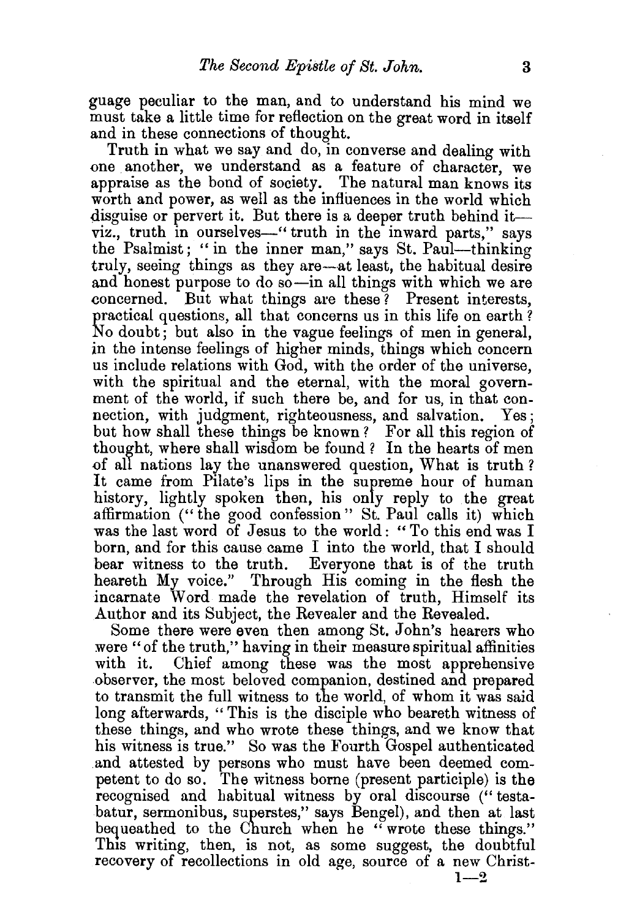guage peculiar to the man, and to understand his mind we must take a little time for reflection on the great word in itself and in these connections of thought.

Truth in what we say and do, in converse and dealing with one another, we understand as a feature of character, we appraise as the bond of society. The natural man knows its worth and power, as well as the influences in the world which disguise or pervert it. But there is a deeper truth behind it—viz., truth in ourselves—"truth in the inward parts," says the Psalmist; "in the inner man," says St. Paul—thinking truly, seeing things as they are—at least, the habitual desire and honest purpose to do so—in all things with which we are concerned. But what things are these? Present interests, practical questions, all that concerns us in this life on earth? No doubt; but also in the vague feelings of men in general, in the intense feelings of higher minds, things which concern us include relations with God, with the order of the universe, with the spiritual and the eternal, with the moral government of the world, if such there be, and for us, in that connection, with judgment, righteousness, and salvation. Yes; but how shall these things be known? For all this region of thought, where shall wisdom be found? In the hearts of men of all nations lay the unanswered question, What is truth? It came from Pilate's lips in the supreme hour of human history, lightly spoken then, his only reply to the great affirmation ("the good confession" St. Paul calls it) which was the last word of Jesus to the world: "To this end was I born, and for this cause came I into the world, that I should bear witness to the truth. Everyone that is of the truth heareth My voice." Through His coming in the flesh the incarnate Word made the revelation of truth, Himself its Author and its Subject, the Revealer and the Revealed.

Some there were even then among St. John's hearers who were "of the truth," having in their measure spiritual affinities with it. Chief among these was the most apprehensive observer, the most beloved companion, destined and prepared to transmit the full witness to the world, of whom it was said long afterwards, "This is the disciple who beareth witness of these things, and who wrote these things, and we know that his witness is true." So was the Fourth Gospel authenticated and attested by persons who must have been deemed competent to do so. The witness borne (present participle) is the recognised and habitual witness by oral discourse ("testabatur, sermonibus, superstes," says Bengel), and then at last bequeathed to the Church when he "wrote these things." This writing, then, is not, as some suggest, the doubtful recovery of recollections in old age, source of a new Christ-

1—2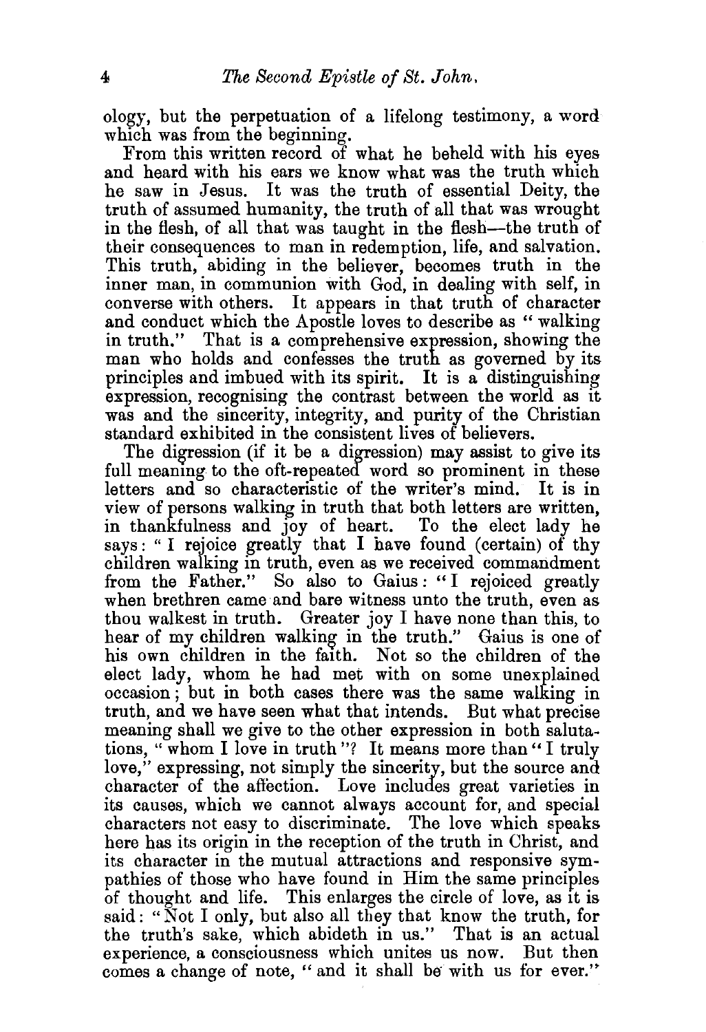ology, but the perpetuation of a lifelong testimony, a word which was from the beginning.

From this written record of what he beheld with his eyes and heard with his ears we know what was the truth which he saw in Jesus. It was the truth of essential Deity, the truth of assumed humanity, the truth of all that was wrought in the flesh, of all that was taught in the flesh—the truth of their consequences to man in redemption, life, and salvation. This truth, abiding in the believer, becomes truth in the inner man, in communion with God, in dealing with self, in converse with others. It appears in that truth of character and conduct which the Apostle loves to describe as "walking in truth." That is a comprehensive expression, showing the man who holds and confesses the truth as governed by its principles and imbued with its spirit. It is a distinguishing expression, recognising the contrast between the world as it was and the sincerity, integrity, and purity of the Christian standard exhibited in the consistent lives of believers.

The digression (if it be a digression) may assist to give its full meaning to the oft-repeated word so prominent in these letters and so characteristic of the writer's mind. It is in view of persons walking in truth that both letters are written, in thankfulness and joy of heart. To the elect lady he says: "I rejoice greatly that I have found (certain) of thy children walking in truth, even as we received commandment from the Father." So also to Gaius: "I rejoiced greatly when brethren came and bare witness unto the truth, even as thou walkest in truth. Greater joy I have none than this, to hear of my children walking in the truth." Gaius is one of his own children in the faith. Not so the children of the elect lady, whom he had met with on some unexplained occasion; but in both cases there was the same walking in truth, and we have seen what that intends. But what precise meaning shall we give to the other expression in both salutations, "whom I love in truth"? It means more than "I truly love," expressing, not simply the sincerity, but the source and character of the affection. Love includes great varieties in its causes, which we cannot always account for, and special characters not easy to discriminate. The love which speaks here has its origin in the reception of the truth in Christ, and its character in the mutual attractions and responsive sympathies of those who have found in Him the same principles of thought and life. This enlarges the circle of love, as it is said: "Not I only, but also all they that know the truth, for the truth's sake, which abideth in us." That is an actual experience, a consciousness which unites us now. But then comes a change of note, "and it shall be with us for ever."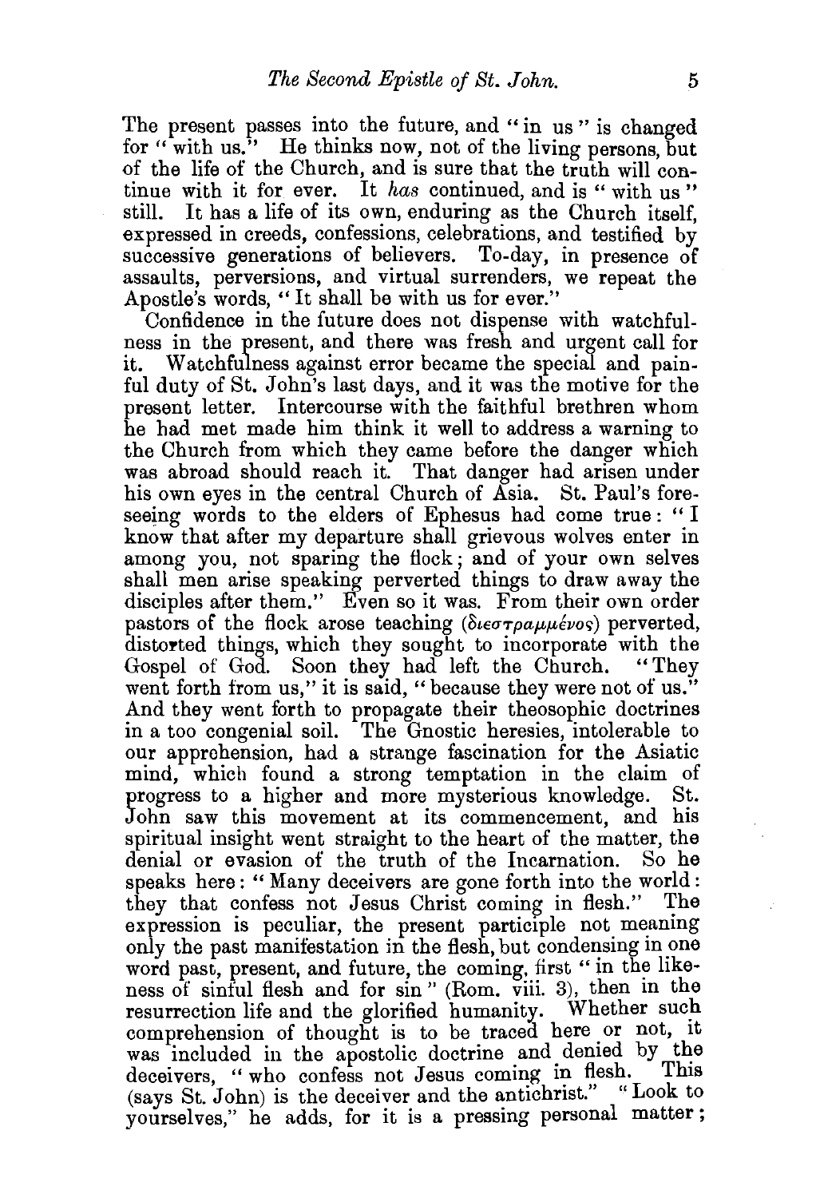The present passes into the future, and "in us" is changed for "with us." He thinks now, not of the living persons, but of the life of the Church, and is sure that the truth will continue with it for ever. It *has* continued, and is "with us" still. It has a life of its own, enduring as the Church itself, expressed in creeds, confessions, celebrations, and testified by successive generations of believers. To-day, in presence of assaults, perversions, and virtual surrenders, we repeat the Apostle's words, "It shall be with us for ever."

Confidence in the future does not dispense with watchfulness in the present, and there was fresh and urgent call for it. Watchfulness against error became the special and painful duty of St. John's last days, and it was the motive for the present letter. Intercourse with the faithful brethren whom he had met made him think it well to address a warning to the Church from which they came before the danger which was abroad should reach it. That danger had arisen under his own eyes in the central Church of Asia. St. Paul's foreseeing words to the elders of Ephesus had come true: "I know that after my departure shall grievous wolves enter in among you, not sparing the flock; and of your own selves shall men arise speaking perverted things to draw away the disciples after them." Even so it was. From their own order pastors of the flock arose teaching (διεστραμμένος) perverted, distorted things, which they sought to incorporate with the Gospel of God. Soon they had left the Church. "They went forth from us," it is said, "because they were not of us." And they went forth to propagate their theosophic doctrines in a too congenial soil. The Gnostic heresies, intolerable to our apprehension, had a strange fascination for the Asiatic mind, which found a strong temptation in the claim of progress to a higher and more mysterious knowledge. St. John saw this movement at its commencement, and his spiritual insight went straight to the heart of the matter, the denial or evasion of the truth of the Incarnation. So he speaks here: "Many deceivers are gone forth into the world: they that confess not Jesus Christ coming in flesh." The expression is peculiar, the present participle not meaning only the past manifestation in the flesh, but condensing in one word past, present, and future, the coming, first "in the likeness of sinful flesh and for sin" (Rom. viii. 3), then in the resurrection life and the glorified humanity. Whether such comprehension of thought is to be traced here or not, it was included in the apostolic doctrine and denied by the deceivers, "who confess not Jesus coming in flesh. This (says St. John) is the deceiver and the antichrist." "Look to yourselves," he adds, for it is a pressing personal matter;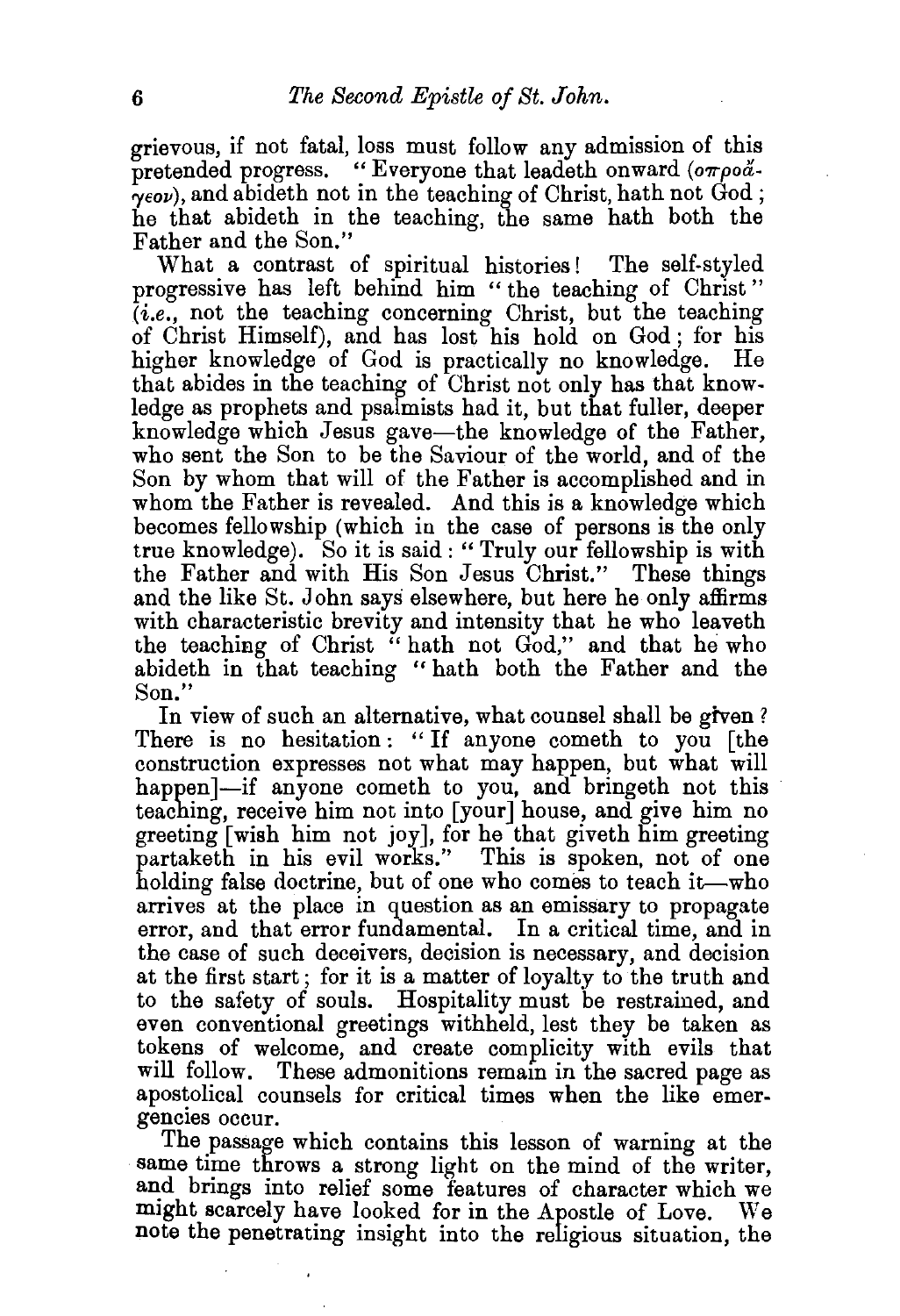grievous, if not fatal, loss must follow any admission of this pretended progress. "Everyone that leadeth onward (σπροά-γεον), and abideth not in the teaching of Christ, hath not God; he that abideth in the teaching, the same hath both the Father and the Son."

What a contrast of spiritual histories! The self-styled progressive has left behind him "the teaching of Christ" (*i.e.*, not the teaching concerning Christ, but the teaching of Christ Himself), and has lost his hold on God; for his higher knowledge of God is practically no knowledge. He that abides in the teaching of Christ not only has that knowledge as prophets and psalmists had it, but that fuller, deeper knowledge which Jesus gave—the knowledge of the Father, who sent the Son to be the Saviour of the world, and of the Son by whom that will of the Father is accomplished and in whom the Father is revealed. And this is a knowledge which becomes fellowship (which in the case of persons is the only true knowledge). So it is said: "Truly our fellowship is with the Father and with His Son Jesus Christ." These things and the like St. John says elsewhere, but here he only affirms with characteristic brevity and intensity that he who leaveth the teaching of Christ "hath not God," and that he who abideth in that teaching "hath both the Father and the Son."

In view of such an alternative, what counsel shall be given? There is no hesitation: "If anyone cometh to you [the construction expresses not what may happen, but what will happen]—if anyone cometh to you, and bringeth not this teaching, receive him not into [your] house, and give him no greeting [wish him not joy], for he that giveth him greeting partaketh in his evil works." This is spoken, not of one holding false doctrine, but of one who comes to teach it—who arrives at the place in question as an emissary to propagate error, and that error fundamental. In a critical time, and in the case of such deceivers, decision is necessary, and decision at the first start; for it is a matter of loyalty to the truth and to the safety of souls. Hospitality must be restrained, and even conventional greetings withheld, lest they be taken as tokens of welcome, and create complicity with evils that will follow. These admonitions remain in the sacred page as apostolical counsels for critical times when the like emergencies occur.

The passage which contains this lesson of warning at the same time throws a strong light on the mind of the writer, and brings into relief some features of character which we might scarcely have looked for in the Apostle of Love. We note the penetrating insight into the religious situation, the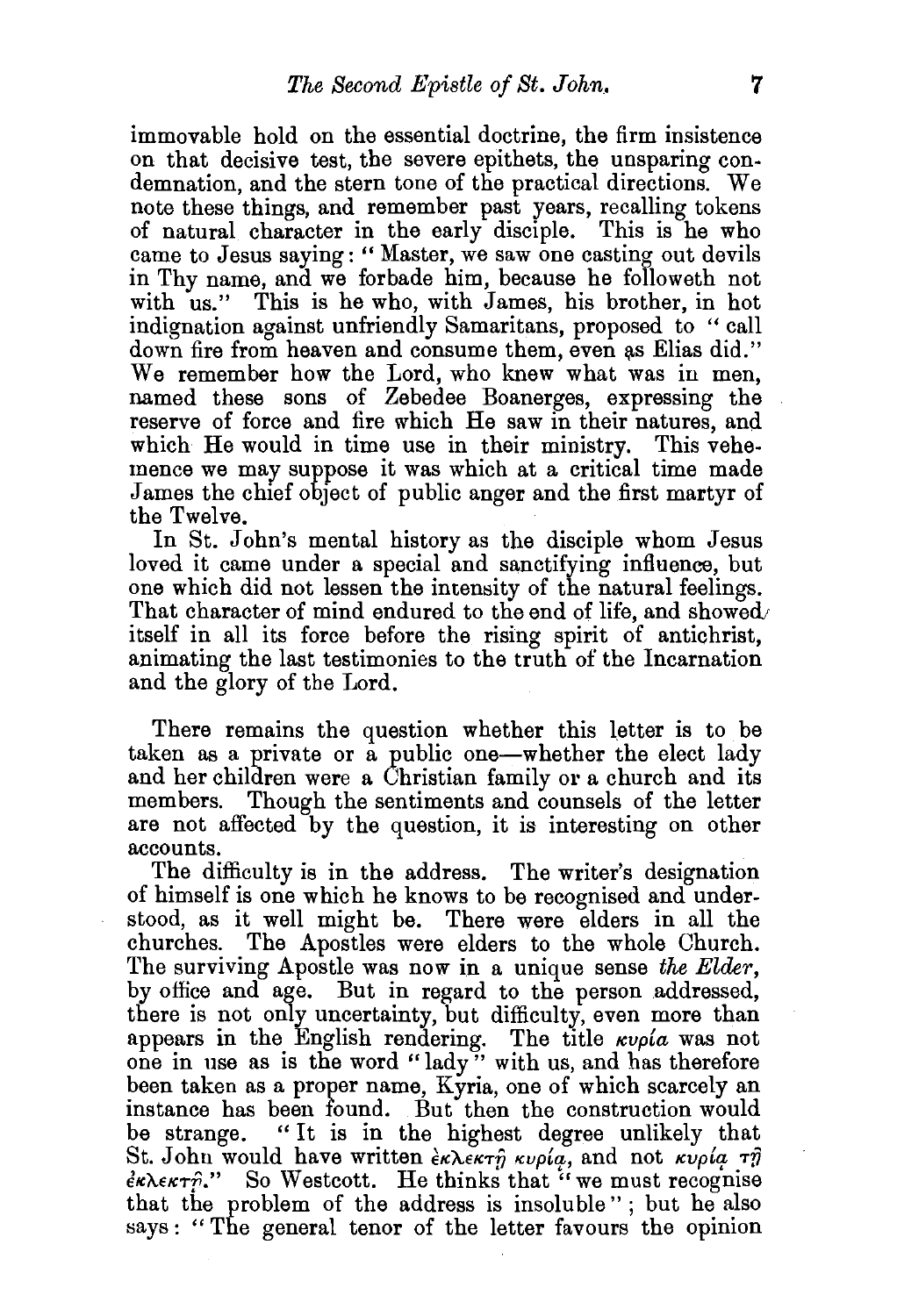immovable hold on the essential doctrine, the firm insistence on that decisive test, the severe epithets, the unsparing condemnation, and the stern tone of the practical directions. We note these things, and remember past years, recalling tokens of natural character in the early disciple. This is he who came to Jesus saying: "Master, we saw one casting out devils in Thy name, and we forbade him, because he followeth not with us." This is he who, with James, his brother, in hot indignation against unfriendly Samaritans, proposed to "call down fire from heaven and consume them, even as Elias did." We remember how the Lord, who knew what was in men, named these sons of Zebedee Boanerges, expressing the reserve of force and fire which He saw in their natures, and which He would in time use in their ministry. This vehemence we may suppose it was which at a critical time made James the chief object of public anger and the first martyr of the Twelve.

In St. John's mental history as the disciple whom Jesus loved it came under a special and sanctifying influence, but one which did not lessen the intensity of the natural feelings. That character of mind endured to the end of life, and showed itself in all its force before the rising spirit of antichrist, animating the last testimonies to the truth of the Incarnation and the glory of the Lord.

There remains the question whether this letter is to be taken as a private or a public one—whether the elect lady and her children were a Christian family or a church and its members. Though the sentiments and counsels of the letter are not affected by the question, it is interesting on other accounts.

The difficulty is in the address. The writer's designation of himself is one which he knows to be recognised and understood, as it well might be. There were elders in all the churches. The Apostles were elders to the whole Church. The surviving Apostle was now in a unique sense *the Elder*, by office and age. But in regard to the person addressed, there is not only uncertainty, but difficulty, even more than appears in the English rendering. The title *κυρία* was not one in use as is the word "lady" with us, and has therefore been taken as a proper name, Kyria, one of which scarcely an instance has been found. But then the construction would be strange. "It is in the highest degree unlikely that St. John would have written ἐκλεκτῇ κυρίᾳ, and not κυρίᾳ τῇ ἐκλεκτῇ." So Westcott. He thinks that "we must recognise that the problem of the address is insoluble"; but he also says: "The general tenor of the letter favours the opinion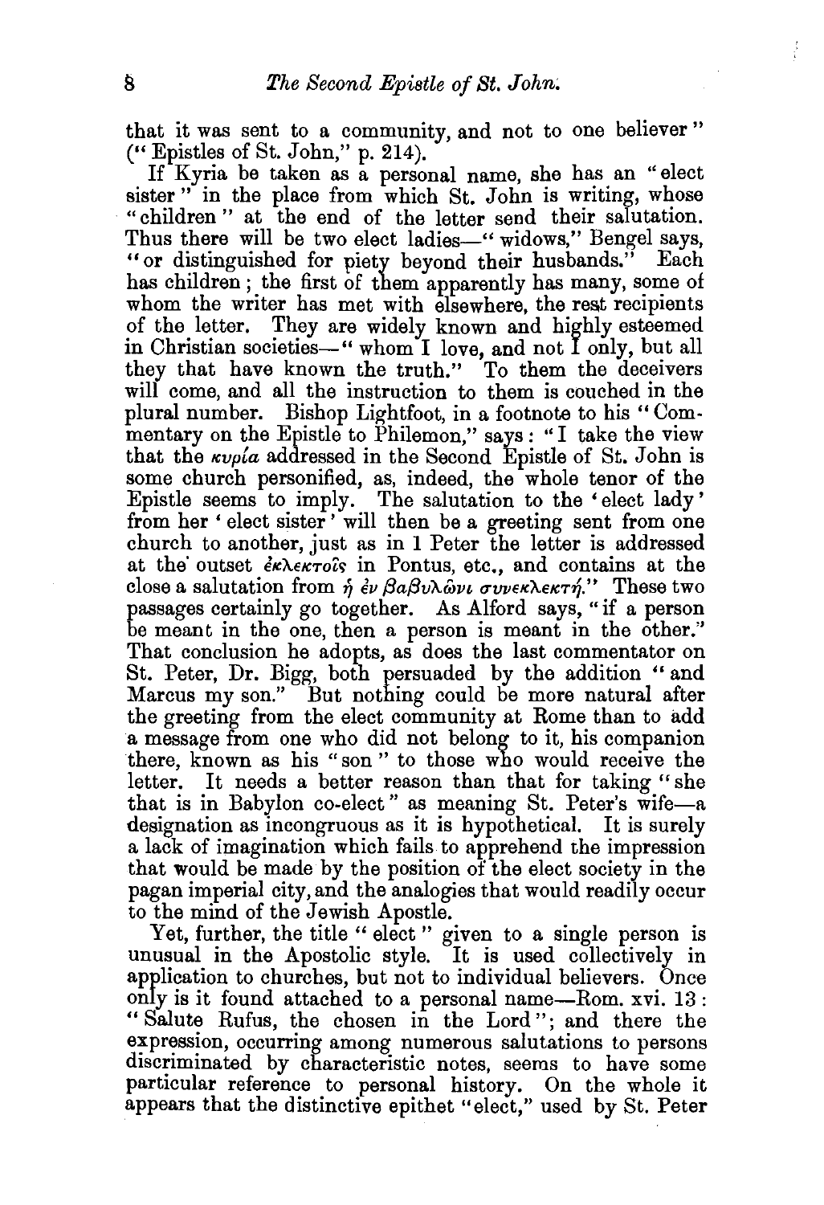that it was sent to a community, and not to one believer" ("Epistles of St. John," p. 214).

If Kyria be taken as a personal name, she has an "elect sister" in the place from which St. John is writing, whose "children" at the end of the letter send their salutation. Thus there will be two elect ladies—"widows," Bengel says, "or distinguished for piety beyond their husbands." Each has children; the first of them apparently has many, some of whom the writer has met with elsewhere, the rest recipients of the letter. They are widely known and highly esteemed in Christian societies—"whom I love, and not I only, but all they that have known the truth." To them the deceivers will come, and all the instruction to them is couched in the plural number. Bishop Lightfoot, in a footnote to his "Commentary on the Epistle to Philemon," says: "I take the view that the κυρία addressed in the Second Epistle of St. John is some church personified, as, indeed, the whole tenor of the Epistle seems to imply. The salutation to the 'elect lady' from her 'elect sister' will then be a greeting sent from one church to another, just as in 1 Peter the letter is addressed at the outset ἐκλεκτοῖς in Pontus, etc., and contains at the close a salutation from ἡ ἐν βαβυλῶνι συνεκλεκτή." These two passages certainly go together. As Alford says, "if a person be meant in the one, then a person is meant in the other." That conclusion he adopts, as does the last commentator on St. Peter, Dr. Bigg, both persuaded by the addition "and Marcus my son." But nothing could be more natural after the greeting from the elect community at Rome than to add a message from one who did not belong to it, his companion there, known as his "son" to those who would receive the letter. It needs a better reason than that for taking "she that is in Babylon co-elect" as meaning St. Peter's wife—a designation as incongruous as it is hypothetical. It is surely a lack of imagination which fails to apprehend the impression that would be made by the position of the elect society in the pagan imperial city, and the analogies that would readily occur to the mind of the Jewish Apostle.

Yet, further, the title "elect" given to a single person is unusual in the Apostolic style. It is used collectively in application to churches, but not to individual believers. Once only is it found attached to a personal name—Rom. xvi. 13: "Salute Rufus, the chosen in the Lord"; and there the expression, occurring among numerous salutations to persons discriminated by characteristic notes, seems to have some particular reference to personal history. On the whole it appears that the distinctive epithet "elect," used by St. Peter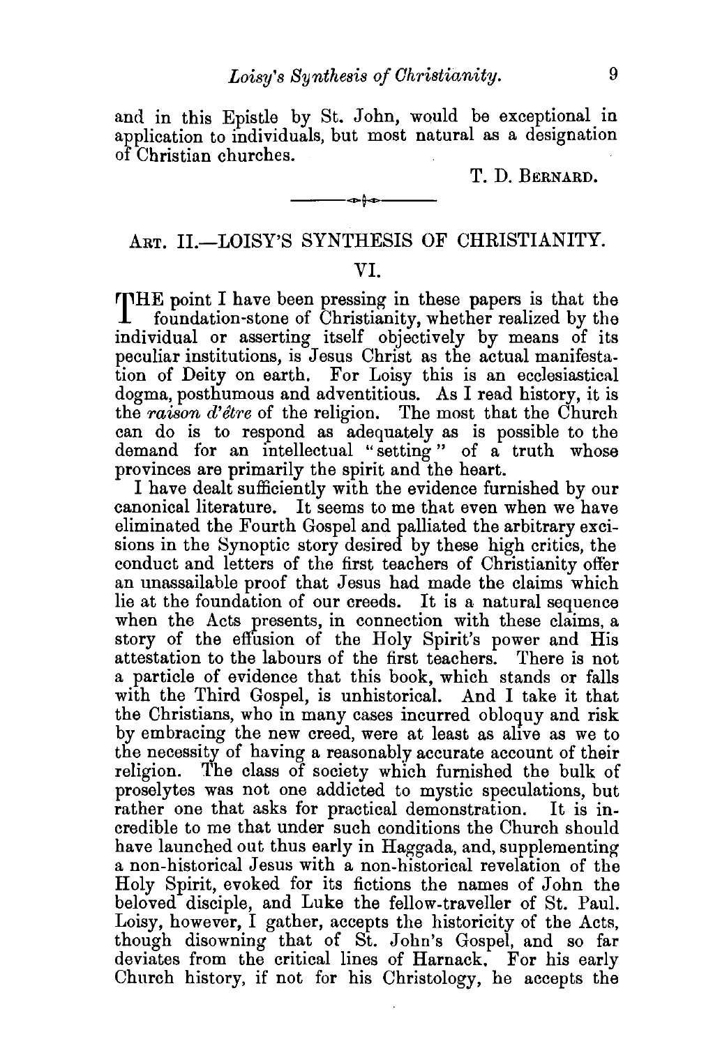and in this Epistle by St. John, would be exceptional in application to individuals, but most natural as a designation of Christian churches.

T. D. BERNARD.

---

## ART. II.—LOISY'S SYNTHESIS OF CHRISTIANITY.

### VI.

THE point I have been pressing in these papers is that the foundation-stone of Christianity, whether realized by the individual or asserting itself objectively by means of its peculiar institutions, is Jesus Christ as the actual manifestation of Deity on earth. For Loisy this is an ecclesiastical dogma, posthumous and adventitious. As I read history, it is the *raison d'être* of the religion. The most that the Church can do is to respond as adequately as is possible to the demand for an intellectual "setting" of a truth whose provinces are primarily the spirit and the heart.

I have dealt sufficiently with the evidence furnished by our canonical literature. It seems to me that even when we have eliminated the Fourth Gospel and palliated the arbitrary excisions in the Synoptic story desired by these high critics, the conduct and letters of the first teachers of Christianity offer an unassailable proof that Jesus had made the claims which lie at the foundation of our creeds. It is a natural sequence when the Acts presents, in connection with these claims, a story of the effusion of the Holy Spirit's power and His attestation to the labours of the first teachers. There is not a particle of evidence that this book, which stands or falls with the Third Gospel, is unhistorical. And I take it that the Christians, who in many cases incurred obloquy and risk by embracing the new creed, were at least as alive as we to the necessity of having a reasonably accurate account of their religion. The class of society which furnished the bulk of proselytes was not one addicted to mystic speculations, but rather one that asks for practical demonstration. It is incredible to me that under such conditions the Church should have launched out thus early in Haggada, and, supplementing a non-historical Jesus with a non-historical revelation of the Holy Spirit, evoked for its fictions the names of John the beloved disciple, and Luke the fellow-traveller of St. Paul. Loisy, however, I gather, accepts the historicity of the Acts, though disowning that of St. John's Gospel, and so far deviates from the critical lines of Harnack. For his early Church history, if not for his Christology, he accepts the